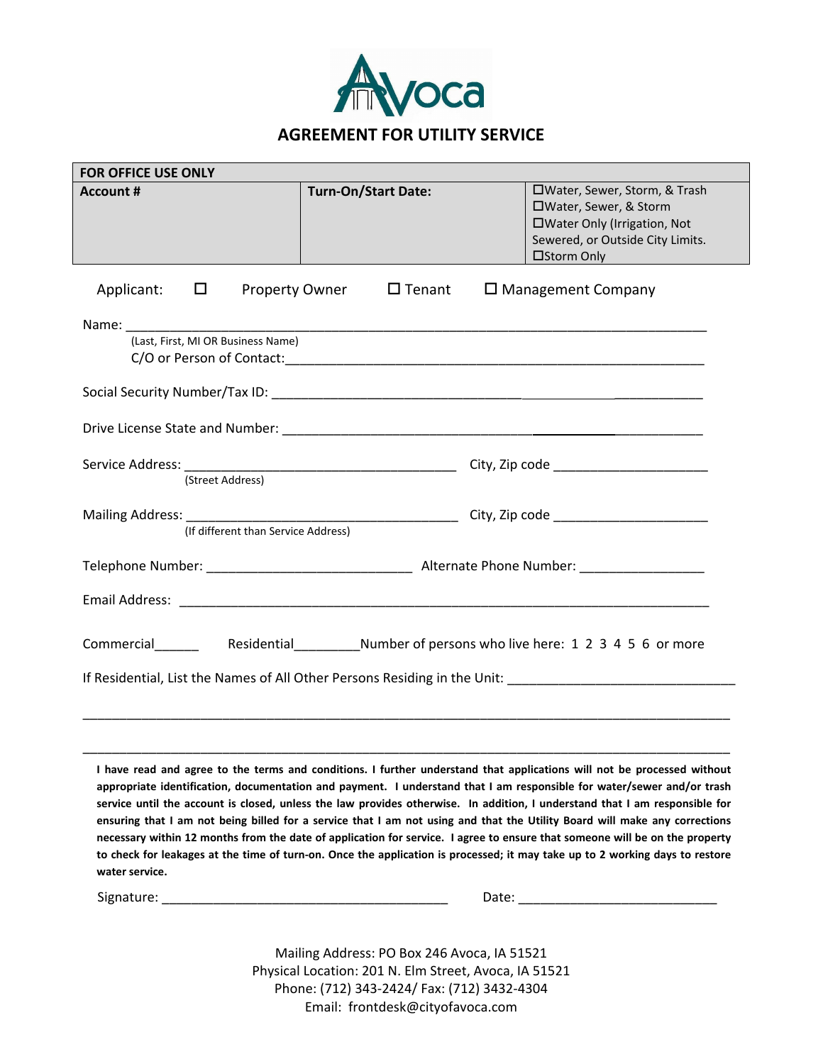# AGREEMENT FOR UTILITY SERVICE

| FOR OFFICE USE ONLY | | |
|---|---|---|
| **Account #** | **Turn-On/Start Date:** | ☐Water, Sewer, Storm, & Trash<br>☐Water, Sewer, & Storm<br>☐Water Only (Irrigation, Not Sewered, or Outside City Limits.<br>☐Storm Only |

Applicant: ☐ Property Owner ☐ Tenant ☐ Management Company

Name: ______________________________________________________________________
(Last, First, MI OR Business Name)
C/O or Person of Contact:__________________________________________________

Social Security Number/Tax ID: ______________________________________________

Drive License State and Number: _____________________________________________

Service Address: ____________________________________ City, Zip code ____________________
(Street Address)

Mailing Address: ____________________________________ City, Zip code ____________________
(If different than Service Address)

Telephone Number: ___________________________ Alternate Phone Number: ________________

Email Address: ________________________________________________________________________

Commercial______ Residential_________Number of persons who live here: 1 2 3 4 5 6 or more

If Residential, List the Names of All Other Persons Residing in the Unit: _____________________________

______________________________________________________________________________________

______________________________________________________________________________________

**I have read and agree to the terms and conditions. I further understand that applications will not be processed without appropriate identification, documentation and payment. I understand that I am responsible for water/sewer and/or trash service until the account is closed, unless the law provides otherwise. In addition, I understand that I am responsible for ensuring that I am not being billed for a service that I am not using and that the Utility Board will make any corrections necessary within 12 months from the date of application for service. I agree to ensure that someone will be on the property to check for leakages at the time of turn-on. Once the application is processed; it may take up to 2 working days to restore water service.**

Signature: _______________________________________ Date: ___________________________

Mailing Address: PO Box 246 Avoca, IA 51521
Physical Location: 201 N. Elm Street, Avoca, IA 51521
Phone: (712) 343-2424/ Fax: (712) 3432-4304
Email: frontdesk@cityofavoca.com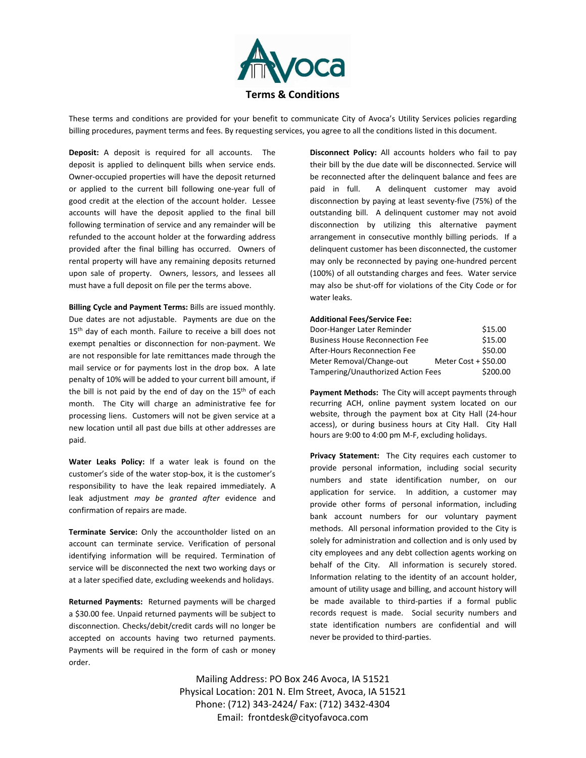# Terms & Conditions

These terms and conditions are provided for your benefit to communicate City of Avoca's Utility Services policies regarding billing procedures, payment terms and fees. By requesting services, you agree to all the conditions listed in this document.

**Deposit:** A deposit is required for all accounts. The deposit is applied to delinquent bills when service ends. Owner-occupied properties will have the deposit returned or applied to the current bill following one-year full of good credit at the election of the account holder. Lessee accounts will have the deposit applied to the final bill following termination of service and any remainder will be refunded to the account holder at the forwarding address provided after the final billing has occurred. Owners of rental property will have any remaining deposits returned upon sale of property. Owners, lessors, and lessees all must have a full deposit on file per the terms above.

**Billing Cycle and Payment Terms:** Bills are issued monthly. Due dates are not adjustable. Payments are due on the 15th day of each month. Failure to receive a bill does not exempt penalties or disconnection for non-payment. We are not responsible for late remittances made through the mail service or for payments lost in the drop box. A late penalty of 10% will be added to your current bill amount, if the bill is not paid by the end of day on the 15th of each month. The City will charge an administrative fee for processing liens. Customers will not be given service at a new location until all past due bills at other addresses are paid.

**Water Leaks Policy:** If a water leak is found on the customer's side of the water stop-box, it is the customer's responsibility to have the leak repaired immediately. A leak adjustment *may be granted after* evidence and confirmation of repairs are made.

**Terminate Service:** Only the accountholder listed on an account can terminate service. Verification of personal identifying information will be required. Termination of service will be disconnected the next two working days or at a later specified date, excluding weekends and holidays.

**Returned Payments:** Returned payments will be charged a $30.00 fee. Unpaid returned payments will be subject to disconnection. Checks/debit/credit cards will no longer be accepted on accounts having two returned payments. Payments will be required in the form of cash or money order.

**Disconnect Policy:** All accounts holders who fail to pay their bill by the due date will be disconnected. Service will be reconnected after the delinquent balance and fees are paid in full. A delinquent customer may avoid disconnection by paying at least seventy-five (75%) of the outstanding bill. A delinquent customer may not avoid disconnection by utilizing this alternative payment arrangement in consecutive monthly billing periods. If a delinquent customer has been disconnected, the customer may only be reconnected by paying one-hundred percent (100%) of all outstanding charges and fees. Water service may also be shut-off for violations of the City Code or for water leaks.

**Additional Fees/Service Fee:**

| | |
|---|---|
| Door-Hanger Later Reminder | $15.00 |
| Business House Reconnection Fee | $15.00 |
| After-Hours Reconnection Fee | $50.00 |
| Meter Removal/Change-out | Meter Cost + $50.00 |
| Tampering/Unauthorized Action Fees | $200.00 |

**Payment Methods:** The City will accept payments through recurring ACH, online payment system located on our website, through the payment box at City Hall (24-hour access), or during business hours at City Hall. City Hall hours are 9:00 to 4:00 pm M-F, excluding holidays.

**Privacy Statement:** The City requires each customer to provide personal information, including social security numbers and state identification number, on our application for service. In addition, a customer may provide other forms of personal information, including bank account numbers for our voluntary payment methods. All personal information provided to the City is solely for administration and collection and is only used by city employees and any debt collection agents working on behalf of the City. All information is securely stored. Information relating to the identity of an account holder, amount of utility usage and billing, and account history will be made available to third-parties if a formal public records request is made. Social security numbers and state identification numbers are confidential and will never be provided to third-parties.

Mailing Address: PO Box 246 Avoca, IA 51521
Physical Location: 201 N. Elm Street, Avoca, IA 51521
Phone: (712) 343-2424/ Fax: (712) 3432-4304
Email: frontdesk@cityofavoca.com